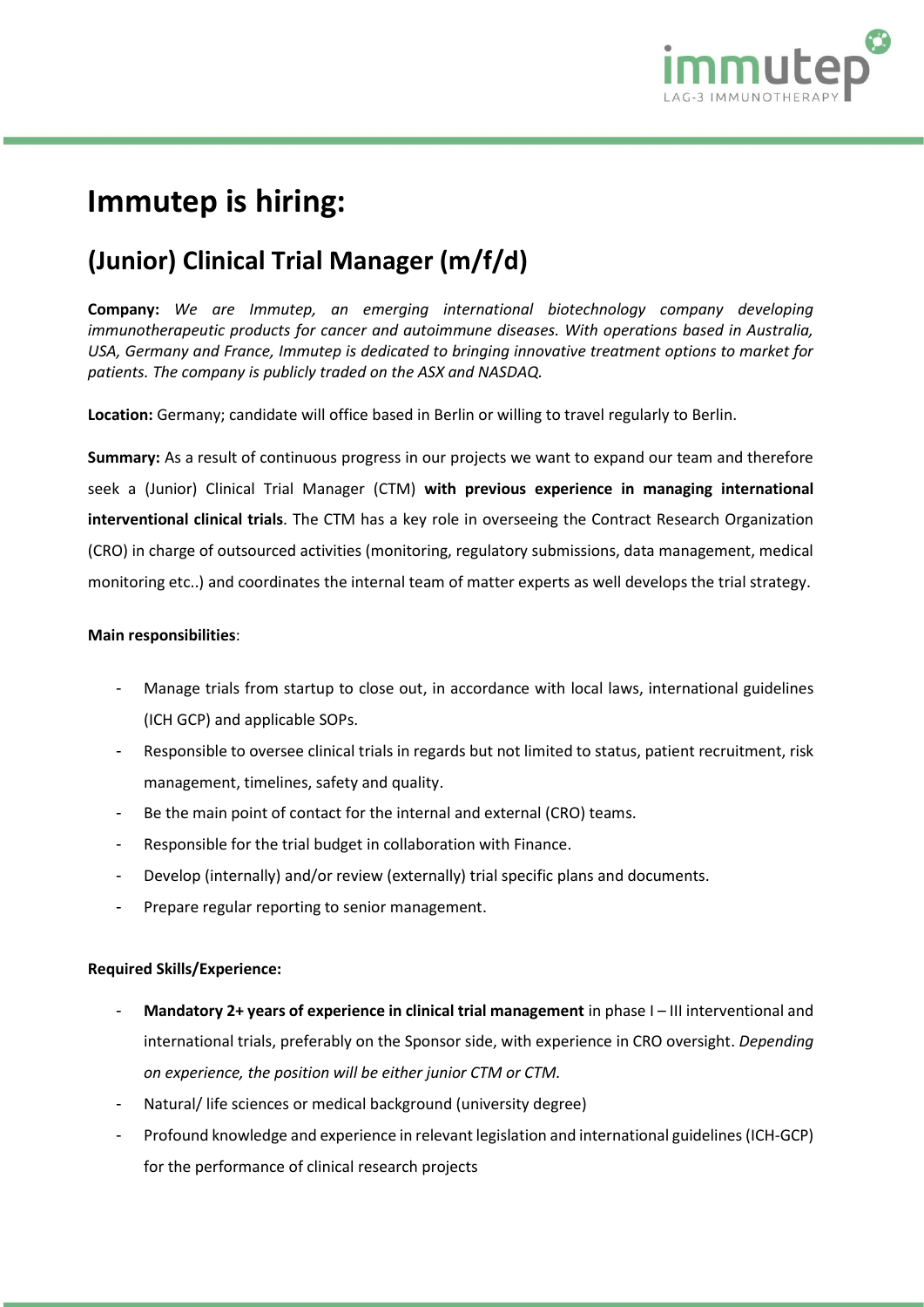# Immutep is hiring:

## (Junior) Clinical Trial Manager (m/f/d)

**Company:** *We are Immutep, an emerging international biotechnology company developing immunotherapeutic products for cancer and autoimmune diseases. With operations based in Australia, USA, Germany and France, Immutep is dedicated to bringing innovative treatment options to market for patients. The company is publicly traded on the ASX and NASDAQ.*

**Location:** Germany; candidate will office based in Berlin or willing to travel regularly to Berlin.

**Summary:** As a result of continuous progress in our projects we want to expand our team and therefore seek a (Junior) Clinical Trial Manager (CTM) **with previous experience in managing international interventional clinical trials**. The CTM has a key role in overseeing the Contract Research Organization (CRO) in charge of outsourced activities (monitoring, regulatory submissions, data management, medical monitoring etc..) and coordinates the internal team of matter experts as well develops the trial strategy.

**Main responsibilities**:

- Manage trials from startup to close out, in accordance with local laws, international guidelines (ICH GCP) and applicable SOPs.
- Responsible to oversee clinical trials in regards but not limited to status, patient recruitment, risk management, timelines, safety and quality.
- Be the main point of contact for the internal and external (CRO) teams.
- Responsible for the trial budget in collaboration with Finance.
- Develop (internally) and/or review (externally) trial specific plans and documents.
- Prepare regular reporting to senior management.

**Required Skills/Experience:**

- **Mandatory 2+ years of experience in clinical trial management** in phase I – III interventional and international trials, preferably on the Sponsor side, with experience in CRO oversight. *Depending on experience, the position will be either junior CTM or CTM.*
- Natural/ life sciences or medical background (university degree)
- Profound knowledge and experience in relevant legislation and international guidelines (ICH-GCP) for the performance of clinical research projects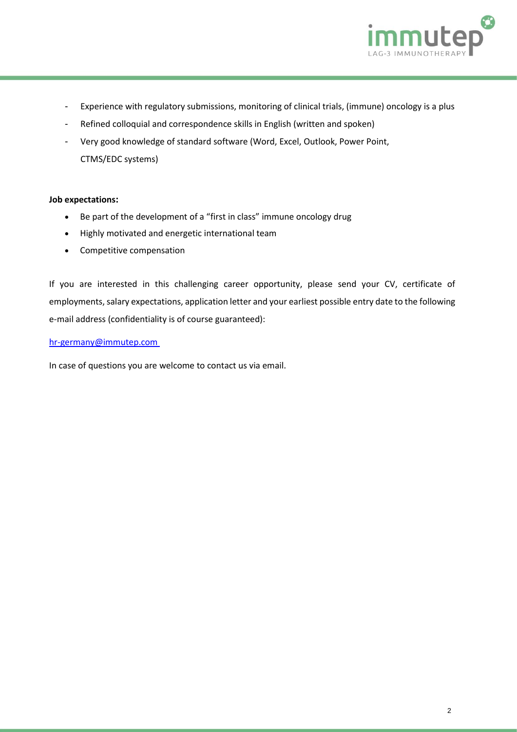- Experience with regulatory submissions, monitoring of clinical trials, (immune) oncology is a plus
- Refined colloquial and correspondence skills in English (written and spoken)
- Very good knowledge of standard software (Word, Excel, Outlook, Power Point, CTMS/EDC systems)

**Job expectations:**

- Be part of the development of a "first in class" immune oncology drug
- Highly motivated and energetic international team
- Competitive compensation

If you are interested in this challenging career opportunity, please send your CV, certificate of employments, salary expectations, application letter and your earliest possible entry date to the following e-mail address (confidentiality is of course guaranteed):

[hr-germany@immutep.com](mailto:hr-germany@immutep.com)

In case of questions you are welcome to contact us via email.